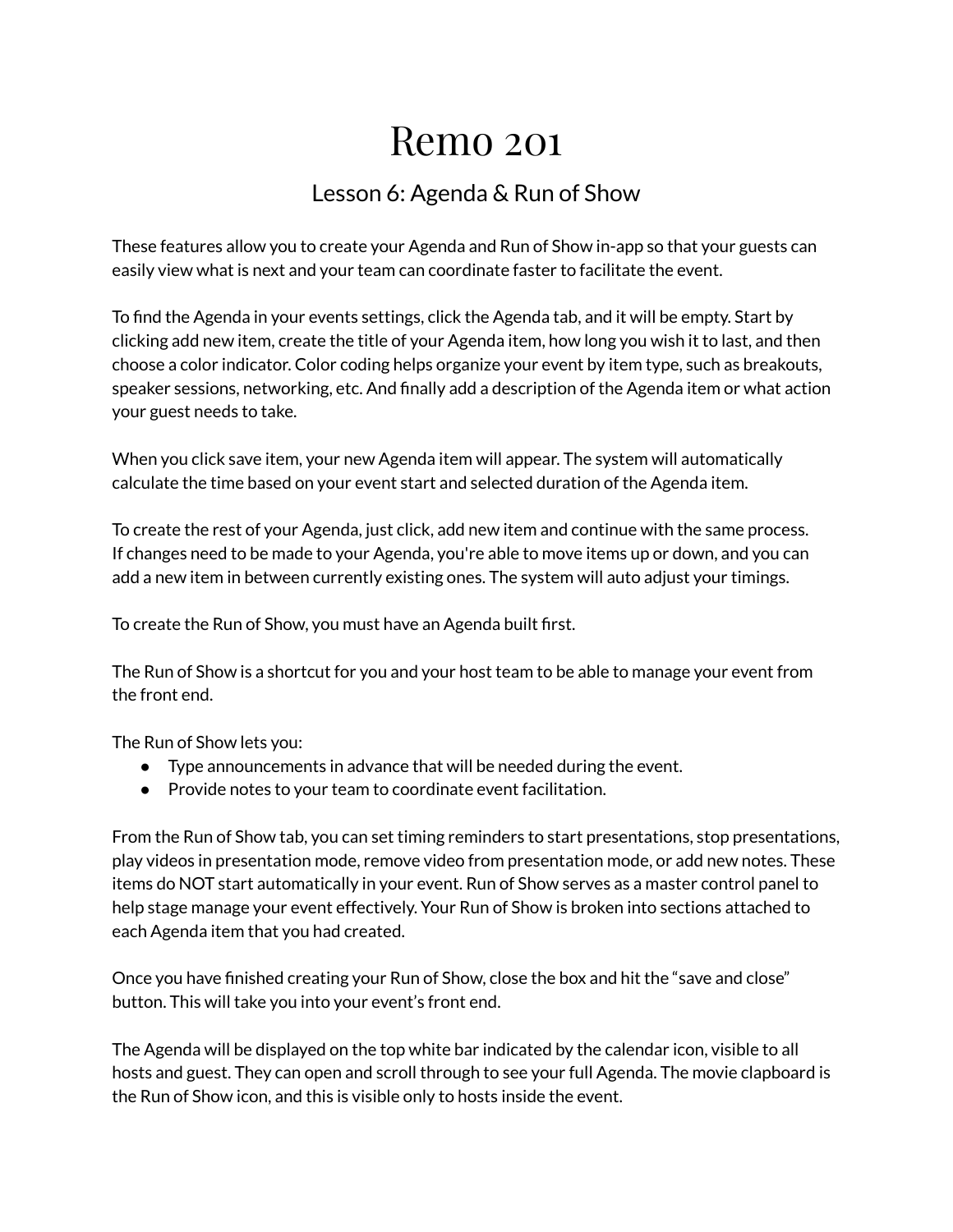# Remo 201

## Lesson 6: Agenda & Run of Show

These features allow you to create your Agenda and Run of Show in-app so that your guests can easily view what is next and your team can coordinate faster to facilitate the event.

To find the Agenda in your events settings, click the Agenda tab, and it will be empty. Start by clicking add new item, create the title of your Agenda item, how long you wish it to last, and then choose a color indicator. Color coding helps organize your event by item type, such as breakouts, speaker sessions, networking, etc. And finally add a description of the Agenda item or what action your guest needs to take.

When you click save item, your new Agenda item will appear. The system will automatically calculate the time based on your event start and selected duration of the Agenda item.

To create the rest of your Agenda, just click, add new item and continue with the same process. If changes need to be made to your Agenda, you're able to move items up or down, and you can add a new item in between currently existing ones. The system will auto adjust your timings.

To create the Run of Show, you must have an Agenda built first.

The Run of Show is a shortcut for you and your host team to be able to manage your event from the front end.

The Run of Show lets you:

- Type announcements in advance that will be needed during the event.
- Provide notes to your team to coordinate event facilitation.

From the Run of Show tab, you can set timing reminders to start presentations, stop presentations, play videos in presentation mode, remove video from presentation mode, or add new notes. These items do NOT start automatically in your event. Run of Show serves as a master control panel to help stage manage your event effectively. Your Run of Show is broken into sections attached to each Agenda item that you had created.

Once you have finished creating your Run of Show, close the box and hit the “save and close” button. This will take you into your event’s front end.

The Agenda will be displayed on the top white bar indicated by the calendar icon, visible to all hosts and guest. They can open and scroll through to see your full Agenda. The movie clapboard is the Run of Show icon, and this is visible only to hosts inside the event.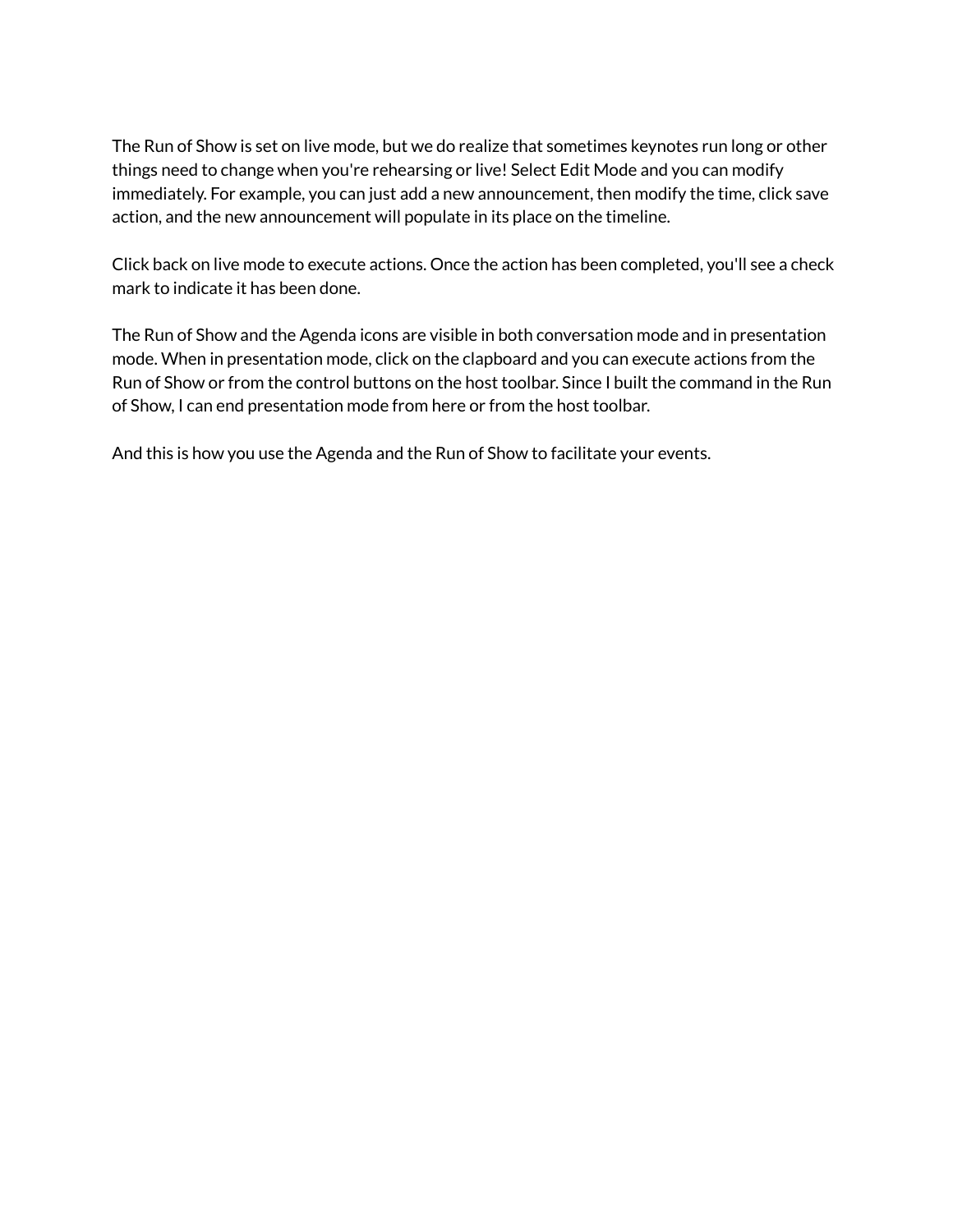The Run of Show is set on live mode, but we do realize that sometimes keynotes run long or other things need to change when you're rehearsing or live! Select Edit Mode and you can modify immediately. For example, you can just add a new announcement, then modify the time, click save action, and the new announcement will populate in its place on the timeline.

Click back on live mode to execute actions. Once the action has been completed, you'll see a check mark to indicate it has been done.

The Run of Show and the Agenda icons are visible in both conversation mode and in presentation mode. When in presentation mode, click on the clapboard and you can execute actions from the Run of Show or from the control buttons on the host toolbar. Since I built the command in the Run of Show, I can end presentation mode from here or from the host toolbar.

And this is how you use the Agenda and the Run of Show to facilitate your events.